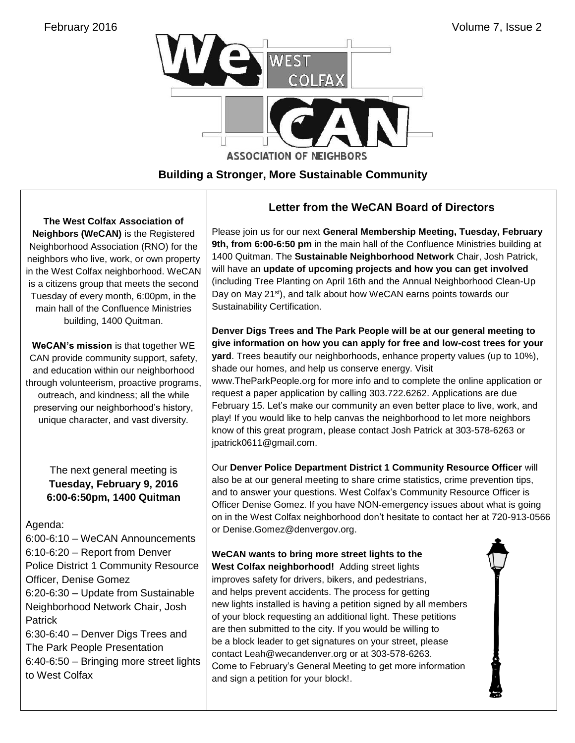# WeCAN West Colfax Association of Neighbors

**Building a Stronger, More Sustainable Community**

**The West Colfax Association of Neighbors (WeCAN)** is the Registered Neighborhood Association (RNO) for the neighbors who live, work, or own property in the West Colfax neighborhood. WeCAN is a citizens group that meets the second Tuesday of every month, 6:00pm, in the main hall of the Confluence Ministries building, 1400 Quitman.

**WeCAN's mission** is that together WE CAN provide community support, safety, and education within our neighborhood through volunteerism, proactive programs, outreach, and kindness; all the while preserving our neighborhood's history, unique character, and vast diversity.

The next general meeting is
**Tuesday, February 9, 2016**
**6:00-6:50pm, 1400 Quitman**

Agenda:
- 6:00-6:10 – WeCAN Announcements
- 6:10-6:20 – Report from Denver Police District 1 Community Resource Officer, Denise Gomez
- 6:20-6:30 – Update from Sustainable Neighborhood Network Chair, Josh Patrick
- 6:30-6:40 – Denver Digs Trees and The Park People Presentation
- 6:40-6:50 – Bringing more street lights to West Colfax

## Letter from the WeCAN Board of Directors

Please join us for our next **General Membership Meeting, Tuesday, February 9th, from 6:00-6:50 pm** in the main hall of the Confluence Ministries building at 1400 Quitman. The **Sustainable Neighborhood Network** Chair, Josh Patrick, will have an **update of upcoming projects and how you can get involved** (including Tree Planting on April 16th and the Annual Neighborhood Clean-Up Day on May 21st), and talk about how WeCAN earns points towards our Sustainability Certification.

**Denver Digs Trees and The Park People will be at our general meeting to give information on how you can apply for free and low-cost trees for your yard**. Trees beautify our neighborhoods, enhance property values (up to 10%), shade our homes, and help us conserve energy. Visit www.TheParkPeople.org for more info and to complete the online application or request a paper application by calling 303.722.6262. Applications are due February 15. Let's make our community an even better place to live, work, and play! If you would like to help canvas the neighborhood to let more neighbors know of this great program, please contact Josh Patrick at 303-578-6263 or jpatrick0611@gmail.com.

Our **Denver Police Department District 1 Community Resource Officer** will also be at our general meeting to share crime statistics, crime prevention tips, and to answer your questions. West Colfax's Community Resource Officer is Officer Denise Gomez. If you have NON-emergency issues about what is going on in the West Colfax neighborhood don't hesitate to contact her at 720-913-0566 or Denise.Gomez@denvergov.org.

**WeCAN wants to bring more street lights to the West Colfax neighborhood!** Adding street lights improves safety for drivers, bikers, and pedestrians, and helps prevent accidents. The process for getting new lights installed is having a petition signed by all members of your block requesting an additional light. These petitions are then submitted to the city. If you would be willing to be a block leader to get signatures on your street, please contact Leah@wecandenver.org or at 303-578-6263. Come to February's General Meeting to get more information and sign a petition for your block!.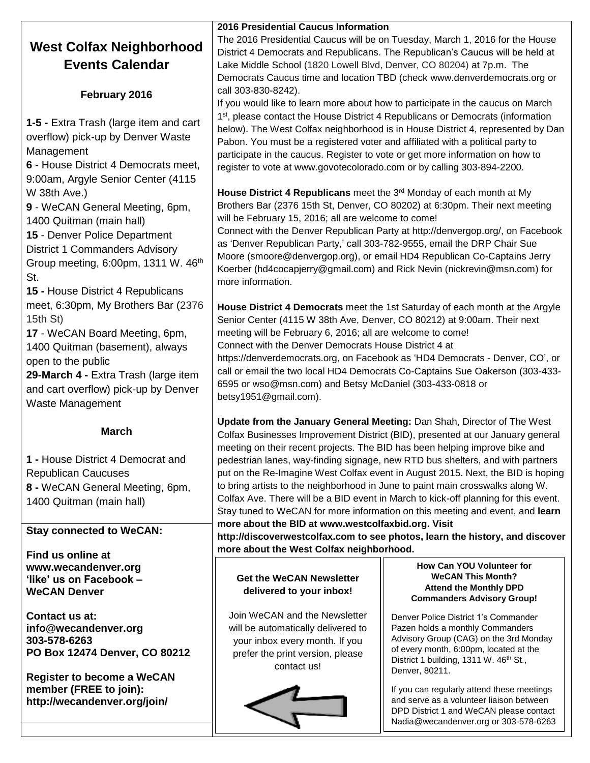# West Colfax Neighborhood Events Calendar

## February 2016

**1-5 -** Extra Trash (large item and cart overflow) pick-up by Denver Waste Management

**6** - House District 4 Democrats meet, 9:00am, Argyle Senior Center (4115 W 38th Ave.)

**9** - WeCAN General Meeting, 6pm, 1400 Quitman (main hall)

**15** - Denver Police Department District 1 Commanders Advisory Group meeting, 6:00pm, 1311 W. 46th St.

**15 -** House District 4 Republicans meet, 6:30pm, My Brothers Bar (2376 15th St)

**17** - WeCAN Board Meeting, 6pm, 1400 Quitman (basement), always open to the public

**29-March 4 -** Extra Trash (large item and cart overflow) pick-up by Denver Waste Management

## March

**1 -** House District 4 Democrat and Republican Caucuses

**8 -** WeCAN General Meeting, 6pm, 1400 Quitman (main hall)

**Stay connected to WeCAN:**

**Find us online at www.wecandenver.org 'like' us on Facebook – WeCAN Denver**

**Contact us at: info@wecandenver.org 303-578-6263 PO Box 12474 Denver, CO 80212**

**Register to become a WeCAN member (FREE to join): http://wecandenver.org/join/**

**2016 Presidential Caucus Information**

The 2016 Presidential Caucus will be on Tuesday, March 1, 2016 for the House District 4 Democrats and Republicans. The Republican's Caucus will be held at Lake Middle School (1820 Lowell Blvd, Denver, CO 80204) at 7p.m. The Democrats Caucus time and location TBD (check www.denverdemocrats.org or call 303-830-8242).

If you would like to learn more about how to participate in the caucus on March 1st, please contact the House District 4 Republicans or Democrats (information below). The West Colfax neighborhood is in House District 4, represented by Dan Pabon. You must be a registered voter and affiliated with a political party to participate in the caucus. Register to vote or get more information on how to register to vote at www.govotecolorado.com or by calling 303-894-2200.

**House District 4 Republicans** meet the 3rd Monday of each month at My Brothers Bar (2376 15th St, Denver, CO 80202) at 6:30pm. Their next meeting will be February 15, 2016; all are welcome to come!

Connect with the Denver Republican Party at http://denvergop.org/, on Facebook as 'Denver Republican Party,' call 303-782-9555, email the DRP Chair Sue Moore (smoore@denvergop.org), or email HD4 Republican Co-Captains Jerry Koerber (hd4cocapjerry@gmail.com) and Rick Nevin (nickrevin@msn.com) for more information.

**House District 4 Democrats** meet the 1st Saturday of each month at the Argyle Senior Center (4115 W 38th Ave, Denver, CO 80212) at 9:00am. Their next meeting will be February 6, 2016; all are welcome to come!

Connect with the Denver Democrats House District 4 at https://denverdemocrats.org, on Facebook as 'HD4 Democrats - Denver, CO', or call or email the two local HD4 Democrats Co-Captains Sue Oakerson (303-433-6595 or wso@msn.com) and Betsy McDaniel (303-433-0818 or betsy1951@gmail.com).

**Update from the January General Meeting:** Dan Shah, Director of The West Colfax Businesses Improvement District (BID), presented at our January general meeting on their recent projects. The BID has been helping improve bike and pedestrian lanes, way-finding signage, new RTD bus shelters, and with partners put on the Re-Imagine West Colfax event in August 2015. Next, the BID is hoping to bring artists to the neighborhood in June to paint main crosswalks along W. Colfax Ave. There will be a BID event in March to kick-off planning for this event. Stay tuned to WeCAN for more information on this meeting and event, and **learn more about the BID at www.westcolfaxbid.org. Visit http://discoverwestcolfax.com to see photos, learn the history, and discover more about the West Colfax neighborhood.**

**Get the WeCAN Newsletter delivered to your inbox!**

Join WeCAN and the Newsletter will be automatically delivered to your inbox every month. If you prefer the print version, please contact us!

**How Can YOU Volunteer for WeCAN This Month? Attend the Monthly DPD Commanders Advisory Group!**

Denver Police District 1's Commander Pazen holds a monthly Commanders Advisory Group (CAG) on the 3rd Monday of every month, 6:00pm, located at the District 1 building, 1311 W. 46th St., Denver, 80211.

If you can regularly attend these meetings and serve as a volunteer liaison between DPD District 1 and WeCAN please contact Nadia@wecandenver.org or 303-578-6263